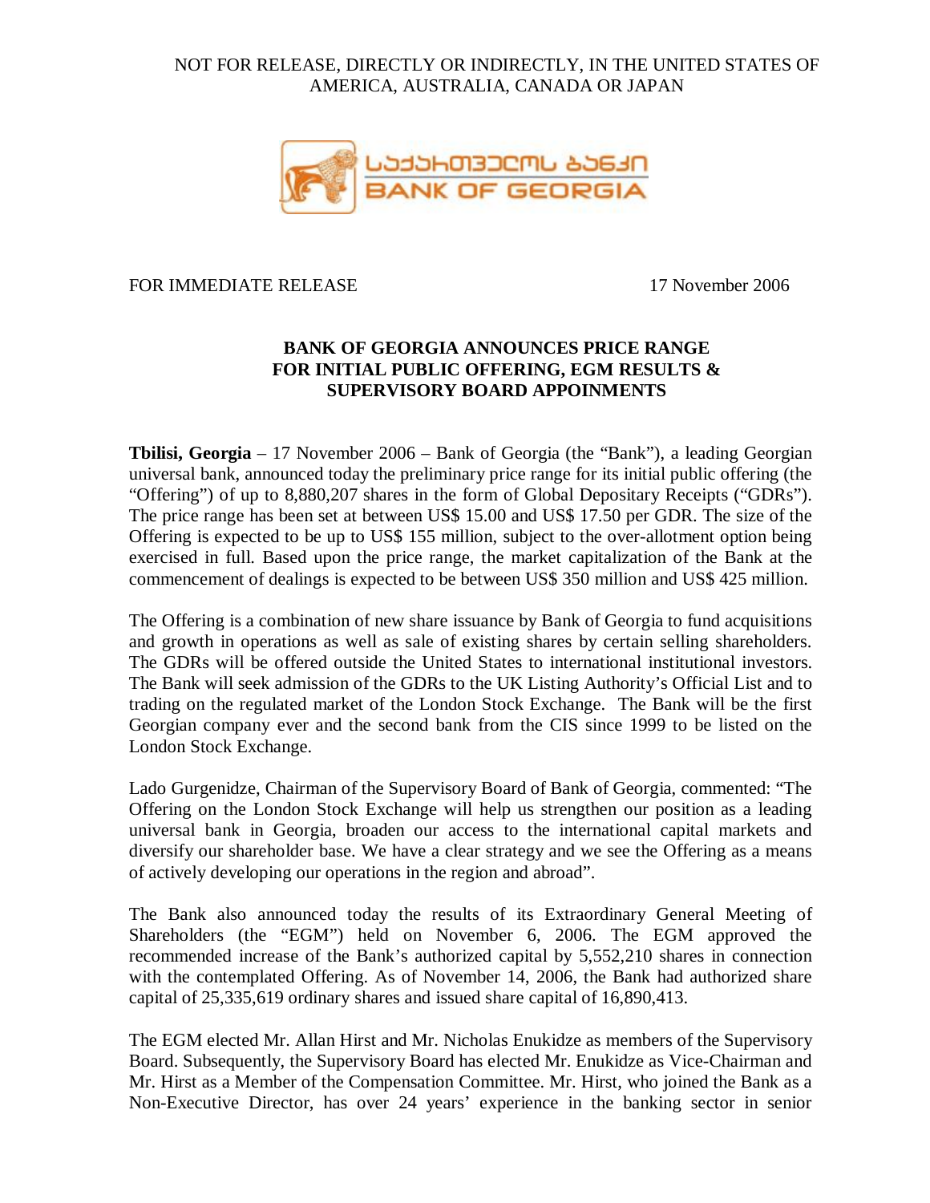NOT FOR RELEASE, DIRECTLY OR INDIRECTLY, IN THE UNITED STATES OF AMERICA, AUSTRALIA, CANADA OR JAPAN

FOR IMMEDIATE RELEASE 17 November 2006

## BANK OF GEORGIA ANNOUNCES PRICE RANGE FOR INITIAL PUBLIC OFFERING, EGM RESULTS & SUPERVISORY BOARD APPOINMENTS

**Tbilisi, Georgia** – 17 November 2006 – Bank of Georgia (the "Bank"), a leading Georgian universal bank, announced today the preliminary price range for its initial public offering (the "Offering") of up to 8,880,207 shares in the form of Global Depositary Receipts ("GDRs"). The price range has been set at between US$ 15.00 and US$ 17.50 per GDR. The size of the Offering is expected to be up to US$ 155 million, subject to the over-allotment option being exercised in full. Based upon the price range, the market capitalization of the Bank at the commencement of dealings is expected to be between US$ 350 million and US$ 425 million.

The Offering is a combination of new share issuance by Bank of Georgia to fund acquisitions and growth in operations as well as sale of existing shares by certain selling shareholders. The GDRs will be offered outside the United States to international institutional investors. The Bank will seek admission of the GDRs to the UK Listing Authority's Official List and to trading on the regulated market of the London Stock Exchange. The Bank will be the first Georgian company ever and the second bank from the CIS since 1999 to be listed on the London Stock Exchange.

Lado Gurgenidze, Chairman of the Supervisory Board of Bank of Georgia, commented: "The Offering on the London Stock Exchange will help us strengthen our position as a leading universal bank in Georgia, broaden our access to the international capital markets and diversify our shareholder base. We have a clear strategy and we see the Offering as a means of actively developing our operations in the region and abroad".

The Bank also announced today the results of its Extraordinary General Meeting of Shareholders (the "EGM") held on November 6, 2006. The EGM approved the recommended increase of the Bank's authorized capital by 5,552,210 shares in connection with the contemplated Offering. As of November 14, 2006, the Bank had authorized share capital of 25,335,619 ordinary shares and issued share capital of 16,890,413.

The EGM elected Mr. Allan Hirst and Mr. Nicholas Enukidze as members of the Supervisory Board. Subsequently, the Supervisory Board has elected Mr. Enukidze as Vice-Chairman and Mr. Hirst as a Member of the Compensation Committee. Mr. Hirst, who joined the Bank as a Non-Executive Director, has over 24 years' experience in the banking sector in senior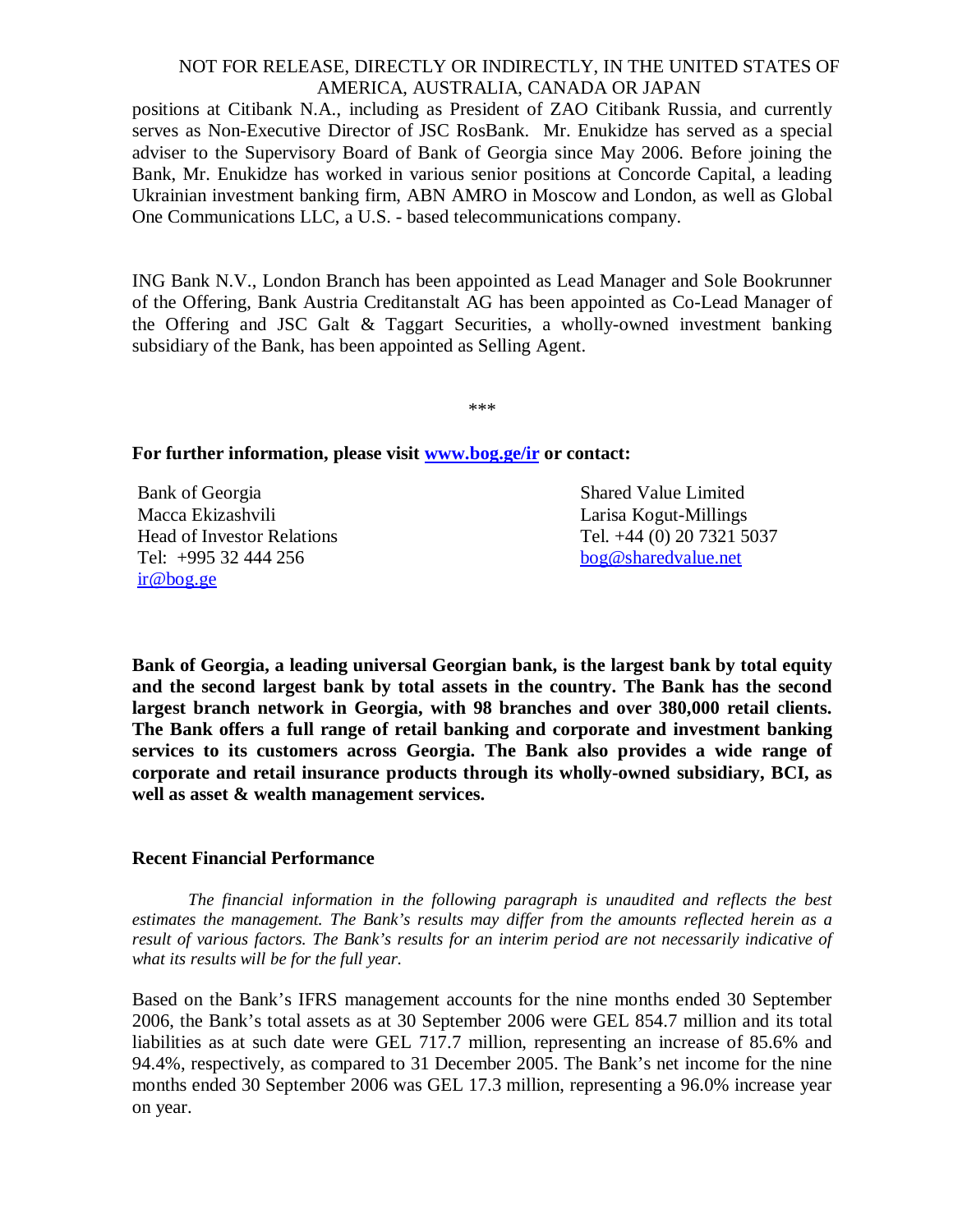positions at Citibank N.A., including as President of ZAO Citibank Russia, and currently serves as Non-Executive Director of JSC RosBank. Mr. Enukidze has served as a special adviser to the Supervisory Board of Bank of Georgia since May 2006. Before joining the Bank, Mr. Enukidze has worked in various senior positions at Concorde Capital, a leading Ukrainian investment banking firm, ABN AMRO in Moscow and London, as well as Global One Communications LLC, a U.S. - based telecommunications company.

ING Bank N.V., London Branch has been appointed as Lead Manager and Sole Bookrunner of the Offering, Bank Austria Creditanstalt AG has been appointed as Co-Lead Manager of the Offering and JSC Galt & Taggart Securities, a wholly-owned investment banking subsidiary of the Bank, has been appointed as Selling Agent.

***

**For further information, please visit www.bog.ge/ir or contact:**

Bank of Georgia
Macca Ekizashvili
Head of Investor Relations
Tel: +995 32 444 256
ir@bog.ge

Shared Value Limited
Larisa Kogut-Millings
Tel. +44 (0) 20 7321 5037
bog@sharedvalue.net

**Bank of Georgia, a leading universal Georgian bank, is the largest bank by total equity and the second largest bank by total assets in the country. The Bank has the second largest branch network in Georgia, with 98 branches and over 380,000 retail clients. The Bank offers a full range of retail banking and corporate and investment banking services to its customers across Georgia. The Bank also provides a wide range of corporate and retail insurance products through its wholly-owned subsidiary, BCI, as well as asset & wealth management services.**

**Recent Financial Performance**

*The financial information in the following paragraph is unaudited and reflects the best estimates the management. The Bank's results may differ from the amounts reflected herein as a result of various factors. The Bank's results for an interim period are not necessarily indicative of what its results will be for the full year.*

Based on the Bank's IFRS management accounts for the nine months ended 30 September 2006, the Bank's total assets as at 30 September 2006 were GEL 854.7 million and its total liabilities as at such date were GEL 717.7 million, representing an increase of 85.6% and 94.4%, respectively, as compared to 31 December 2005. The Bank's net income for the nine months ended 30 September 2006 was GEL 17.3 million, representing a 96.0% increase year on year.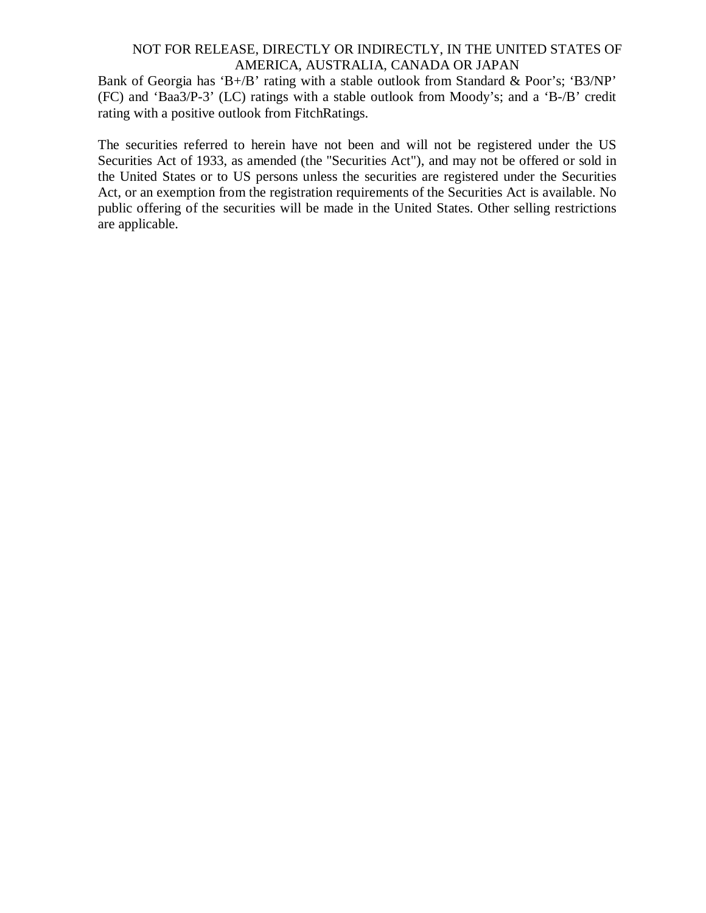Bank of Georgia has ‘B+/B’ rating with a stable outlook from Standard & Poor’s; ‘B3/NP’ (FC) and ‘Baa3/P-3’ (LC) ratings with a stable outlook from Moody’s; and a ‘B-/B’ credit rating with a positive outlook from FitchRatings.

The securities referred to herein have not been and will not be registered under the US Securities Act of 1933, as amended (the "Securities Act"), and may not be offered or sold in the United States or to US persons unless the securities are registered under the Securities Act, or an exemption from the registration requirements of the Securities Act is available. No public offering of the securities will be made in the United States. Other selling restrictions are applicable.